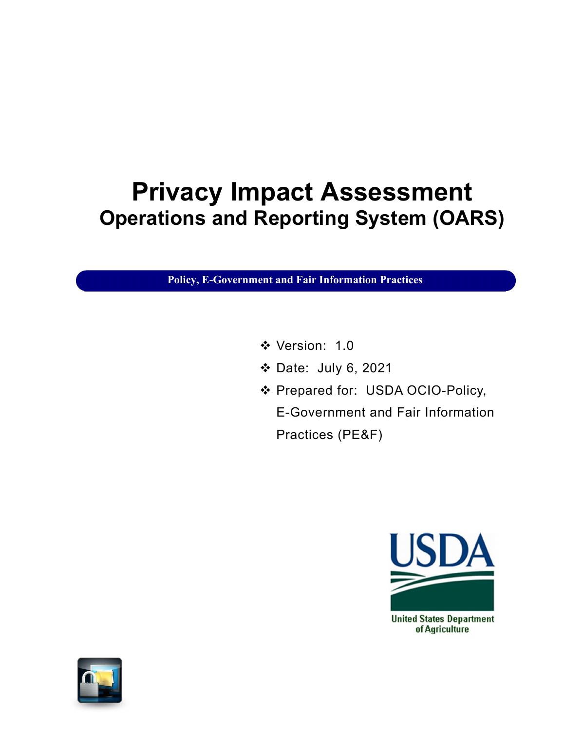# Privacy Impact Assessment

## Operations and Reporting System (OARS)

**Policy, E-Government and Fair Information Practices**

- Version: 1.0
- Date: July 6, 2021
- Prepared for: USDA OCIO-Policy, E-Government and Fair Information Practices (PE&F)

USDA

United States Department of Agriculture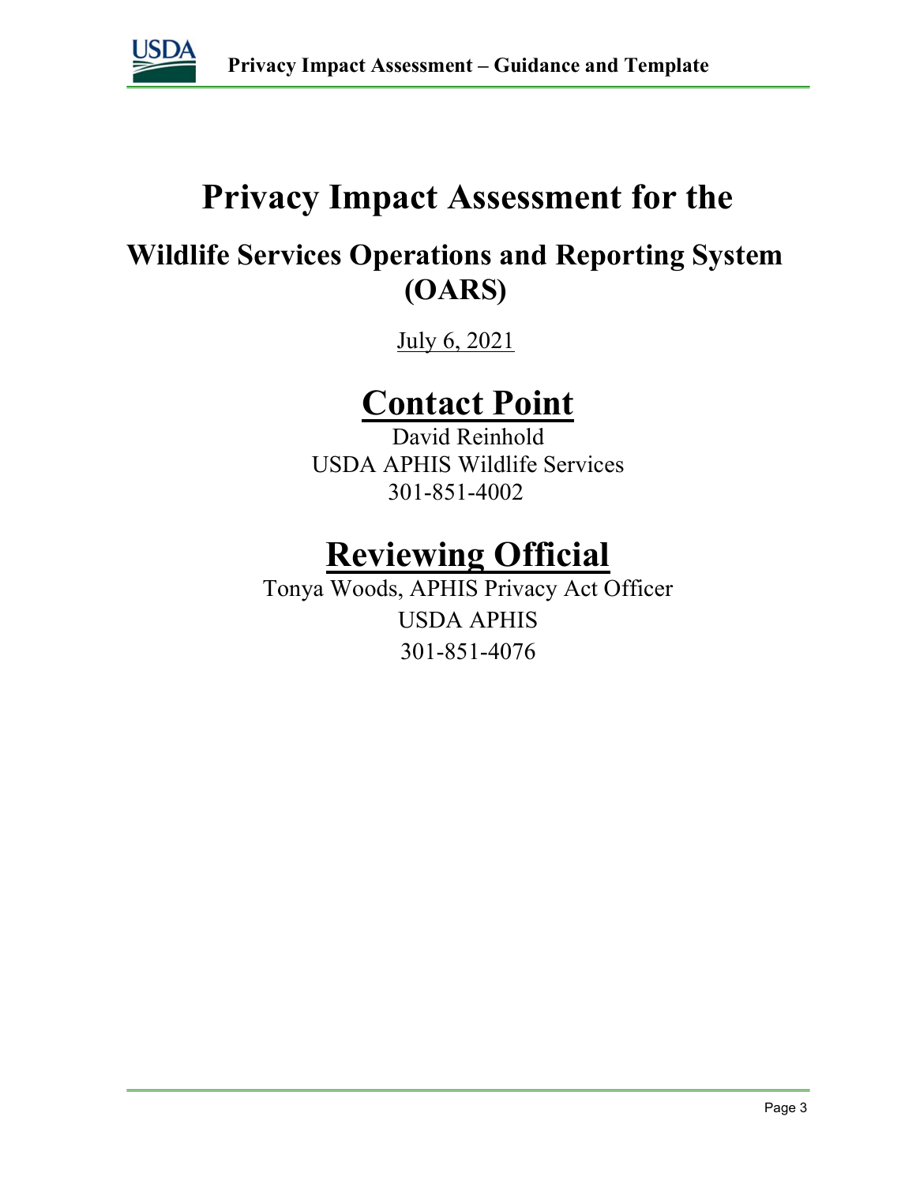# Privacy Impact Assessment for the

## Wildlife Services Operations and Reporting System (OARS)

July 6, 2021

## Contact Point

David Reinhold
USDA APHIS Wildlife Services
301-851-4002

## Reviewing Official

Tonya Woods, APHIS Privacy Act Officer
USDA APHIS
301-851-4076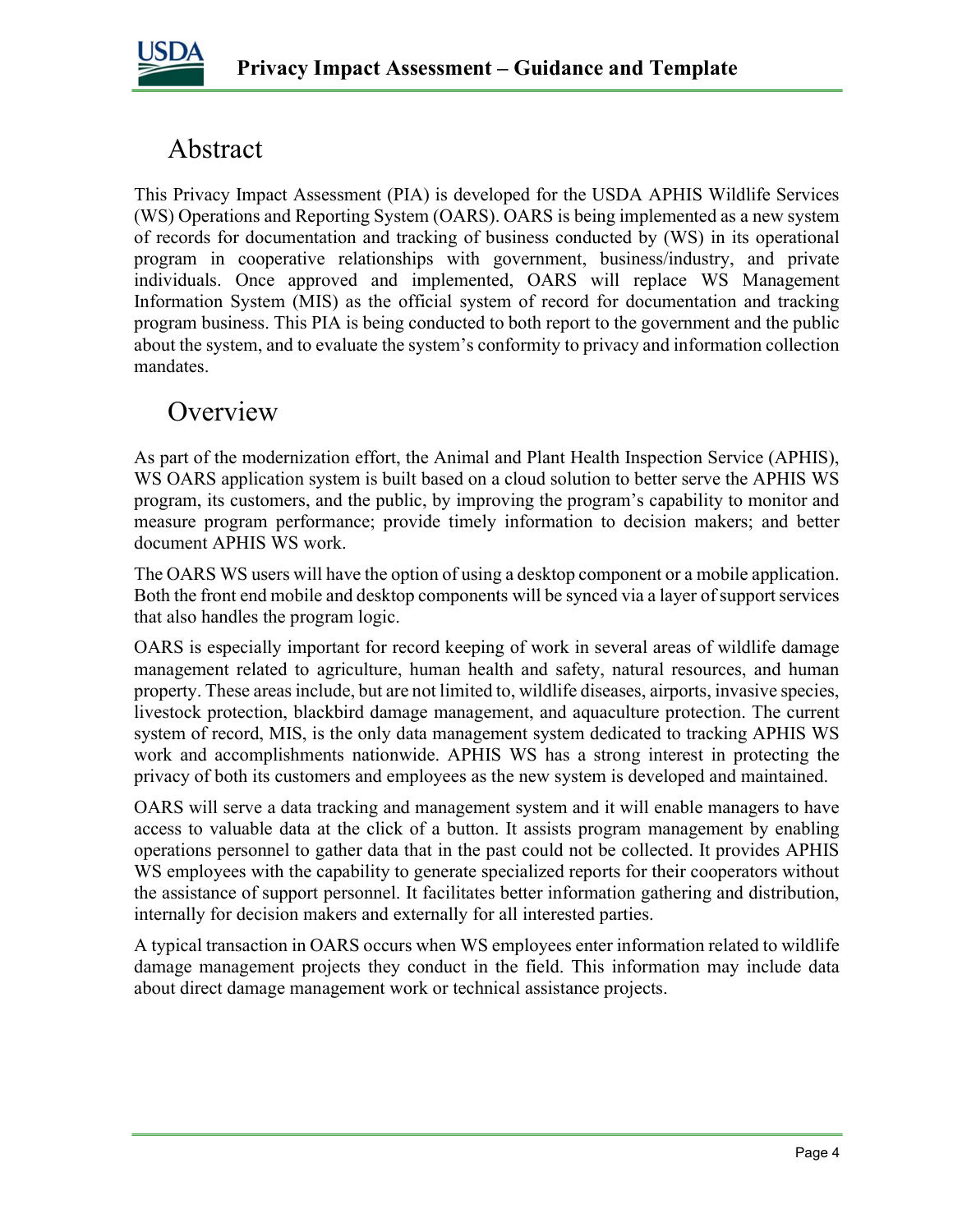# Abstract

This Privacy Impact Assessment (PIA) is developed for the USDA APHIS Wildlife Services (WS) Operations and Reporting System (OARS). OARS is being implemented as a new system of records for documentation and tracking of business conducted by (WS) in its operational program in cooperative relationships with government, business/industry, and private individuals. Once approved and implemented, OARS will replace WS Management Information System (MIS) as the official system of record for documentation and tracking program business. This PIA is being conducted to both report to the government and the public about the system, and to evaluate the system's conformity to privacy and information collection mandates.

# Overview

As part of the modernization effort, the Animal and Plant Health Inspection Service (APHIS), WS OARS application system is built based on a cloud solution to better serve the APHIS WS program, its customers, and the public, by improving the program's capability to monitor and measure program performance; provide timely information to decision makers; and better document APHIS WS work.

The OARS WS users will have the option of using a desktop component or a mobile application. Both the front end mobile and desktop components will be synced via a layer of support services that also handles the program logic.

OARS is especially important for record keeping of work in several areas of wildlife damage management related to agriculture, human health and safety, natural resources, and human property. These areas include, but are not limited to, wildlife diseases, airports, invasive species, livestock protection, blackbird damage management, and aquaculture protection. The current system of record, MIS, is the only data management system dedicated to tracking APHIS WS work and accomplishments nationwide. APHIS WS has a strong interest in protecting the privacy of both its customers and employees as the new system is developed and maintained.

OARS will serve a data tracking and management system and it will enable managers to have access to valuable data at the click of a button. It assists program management by enabling operations personnel to gather data that in the past could not be collected. It provides APHIS WS employees with the capability to generate specialized reports for their cooperators without the assistance of support personnel. It facilitates better information gathering and distribution, internally for decision makers and externally for all interested parties.

A typical transaction in OARS occurs when WS employees enter information related to wildlife damage management projects they conduct in the field. This information may include data about direct damage management work or technical assistance projects.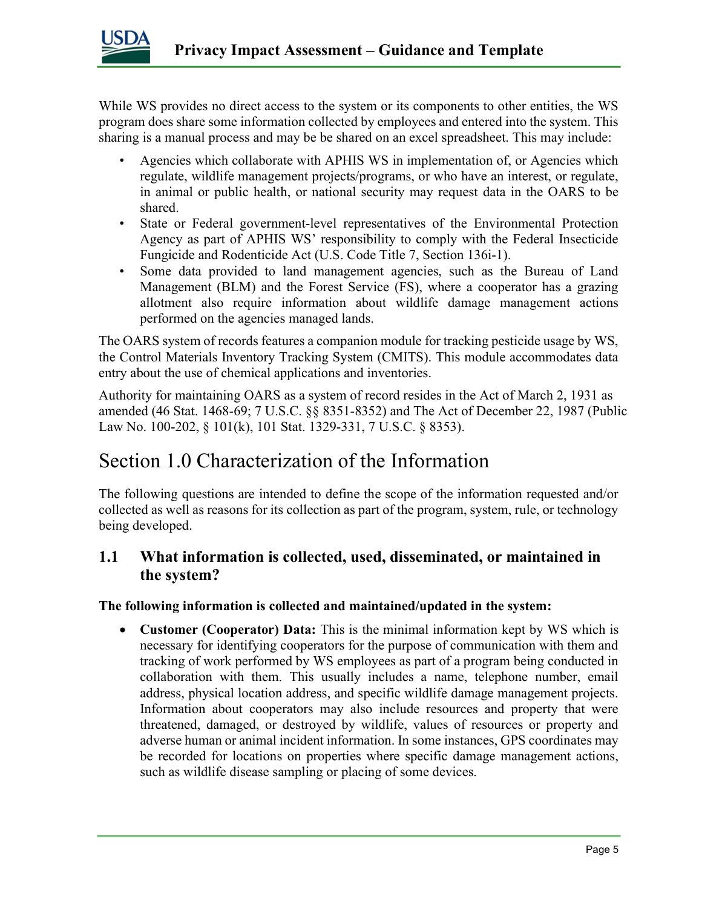While WS provides no direct access to the system or its components to other entities, the WS program does share some information collected by employees and entered into the system. This sharing is a manual process and may be be shared on an excel spreadsheet. This may include:

- Agencies which collaborate with APHIS WS in implementation of, or Agencies which regulate, wildlife management projects/programs, or who have an interest, or regulate, in animal or public health, or national security may request data in the OARS to be shared.
- State or Federal government-level representatives of the Environmental Protection Agency as part of APHIS WS' responsibility to comply with the Federal Insecticide Fungicide and Rodenticide Act (U.S. Code Title 7, Section 136i-1).
- Some data provided to land management agencies, such as the Bureau of Land Management (BLM) and the Forest Service (FS), where a cooperator has a grazing allotment also require information about wildlife damage management actions performed on the agencies managed lands.

The OARS system of records features a companion module for tracking pesticide usage by WS, the Control Materials Inventory Tracking System (CMITS). This module accommodates data entry about the use of chemical applications and inventories.

Authority for maintaining OARS as a system of record resides in the Act of March 2, 1931 as amended (46 Stat. 1468-69; 7 U.S.C. §§ 8351-8352) and The Act of December 22, 1987 (Public Law No. 100-202, § 101(k), 101 Stat. 1329-331, 7 U.S.C. § 8353).

# Section 1.0 Characterization of the Information

The following questions are intended to define the scope of the information requested and/or collected as well as reasons for its collection as part of the program, system, rule, or technology being developed.

## 1.1 What information is collected, used, disseminated, or maintained in the system?

**The following information is collected and maintained/updated in the system:**

- **Customer (Cooperator) Data:** This is the minimal information kept by WS which is necessary for identifying cooperators for the purpose of communication with them and tracking of work performed by WS employees as part of a program being conducted in collaboration with them. This usually includes a name, telephone number, email address, physical location address, and specific wildlife damage management projects. Information about cooperators may also include resources and property that were threatened, damaged, or destroyed by wildlife, values of resources or property and adverse human or animal incident information. In some instances, GPS coordinates may be recorded for locations on properties where specific damage management actions, such as wildlife disease sampling or placing of some devices.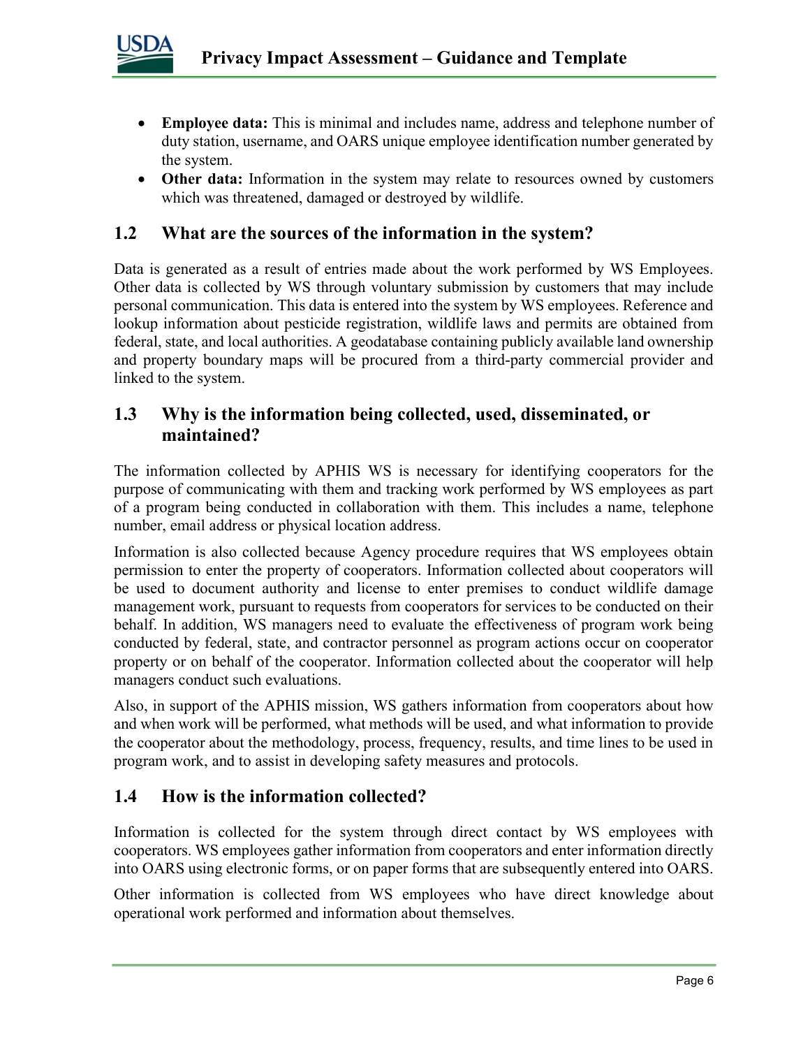- **Employee data:** This is minimal and includes name, address and telephone number of duty station, username, and OARS unique employee identification number generated by the system.
- **Other data:** Information in the system may relate to resources owned by customers which was threatened, damaged or destroyed by wildlife.

## 1.2 What are the sources of the information in the system?

Data is generated as a result of entries made about the work performed by WS Employees. Other data is collected by WS through voluntary submission by customers that may include personal communication. This data is entered into the system by WS employees. Reference and lookup information about pesticide registration, wildlife laws and permits are obtained from federal, state, and local authorities. A geodatabase containing publicly available land ownership and property boundary maps will be procured from a third-party commercial provider and linked to the system.

## 1.3 Why is the information being collected, used, disseminated, or maintained?

The information collected by APHIS WS is necessary for identifying cooperators for the purpose of communicating with them and tracking work performed by WS employees as part of a program being conducted in collaboration with them. This includes a name, telephone number, email address or physical location address.

Information is also collected because Agency procedure requires that WS employees obtain permission to enter the property of cooperators. Information collected about cooperators will be used to document authority and license to enter premises to conduct wildlife damage management work, pursuant to requests from cooperators for services to be conducted on their behalf. In addition, WS managers need to evaluate the effectiveness of program work being conducted by federal, state, and contractor personnel as program actions occur on cooperator property or on behalf of the cooperator. Information collected about the cooperator will help managers conduct such evaluations.

Also, in support of the APHIS mission, WS gathers information from cooperators about how and when work will be performed, what methods will be used, and what information to provide the cooperator about the methodology, process, frequency, results, and time lines to be used in program work, and to assist in developing safety measures and protocols.

## 1.4 How is the information collected?

Information is collected for the system through direct contact by WS employees with cooperators. WS employees gather information from cooperators and enter information directly into OARS using electronic forms, or on paper forms that are subsequently entered into OARS.

Other information is collected from WS employees who have direct knowledge about operational work performed and information about themselves.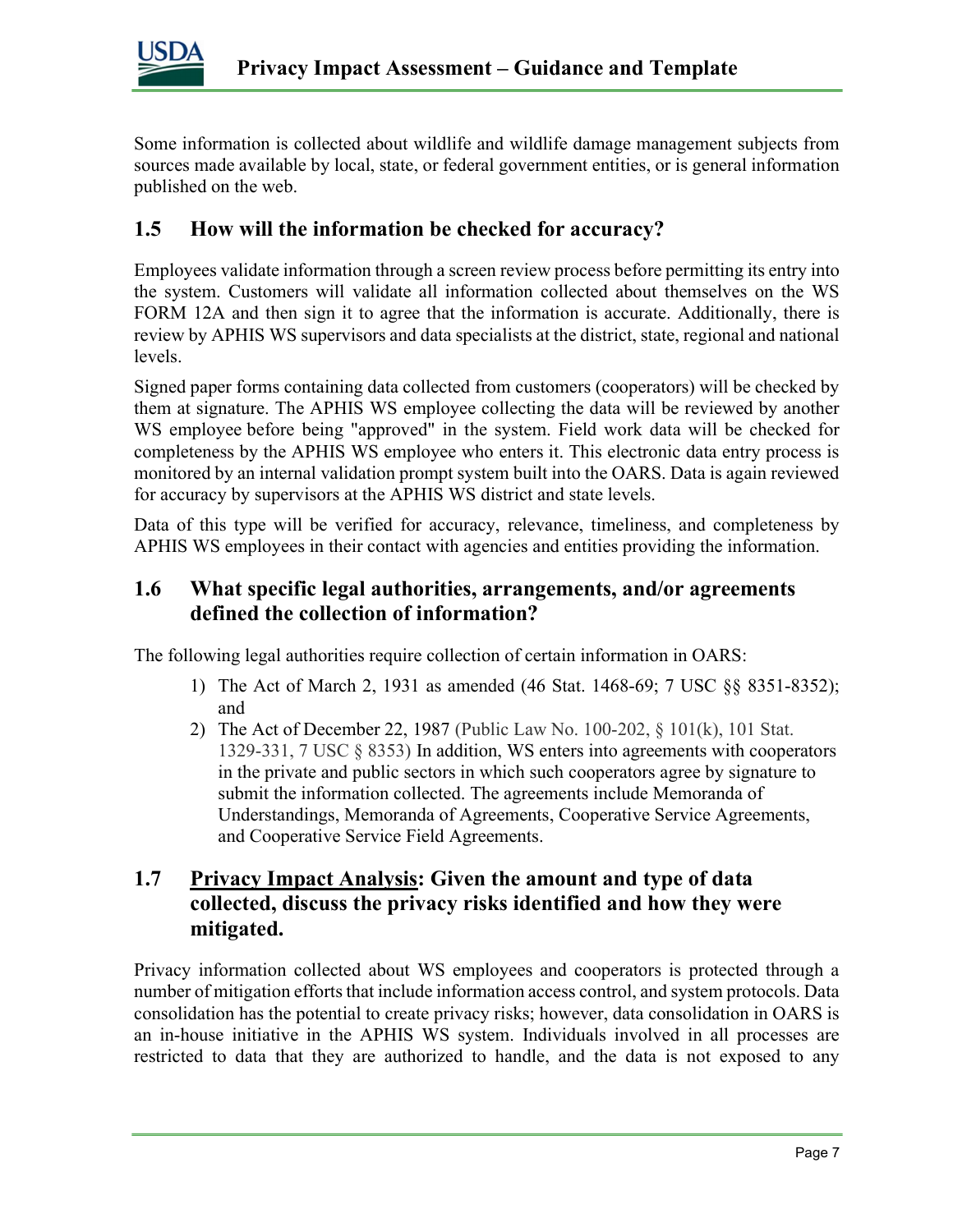Some information is collected about wildlife and wildlife damage management subjects from sources made available by local, state, or federal government entities, or is general information published on the web.

## 1.5 How will the information be checked for accuracy?

Employees validate information through a screen review process before permitting its entry into the system. Customers will validate all information collected about themselves on the WS FORM 12A and then sign it to agree that the information is accurate. Additionally, there is review by APHIS WS supervisors and data specialists at the district, state, regional and national levels.

Signed paper forms containing data collected from customers (cooperators) will be checked by them at signature. The APHIS WS employee collecting the data will be reviewed by another WS employee before being "approved" in the system. Field work data will be checked for completeness by the APHIS WS employee who enters it. This electronic data entry process is monitored by an internal validation prompt system built into the OARS. Data is again reviewed for accuracy by supervisors at the APHIS WS district and state levels.

Data of this type will be verified for accuracy, relevance, timeliness, and completeness by APHIS WS employees in their contact with agencies and entities providing the information.

## 1.6 What specific legal authorities, arrangements, and/or agreements defined the collection of information?

The following legal authorities require collection of certain information in OARS:

1) The Act of March 2, 1931 as amended (46 Stat. 1468-69; 7 USC §§ 8351-8352); and
2) The Act of December 22, 1987 (Public Law No. 100-202, § 101(k), 101 Stat. 1329-331, 7 USC § 8353) In addition, WS enters into agreements with cooperators in the private and public sectors in which such cooperators agree by signature to submit the information collected. The agreements include Memoranda of Understandings, Memoranda of Agreements, Cooperative Service Agreements, and Cooperative Service Field Agreements.

## 1.7 <u>Privacy Impact Analysis</u>: Given the amount and type of data collected, discuss the privacy risks identified and how they were mitigated.

Privacy information collected about WS employees and cooperators is protected through a number of mitigation efforts that include information access control, and system protocols. Data consolidation has the potential to create privacy risks; however, data consolidation in OARS is an in-house initiative in the APHIS WS system. Individuals involved in all processes are restricted to data that they are authorized to handle, and the data is not exposed to any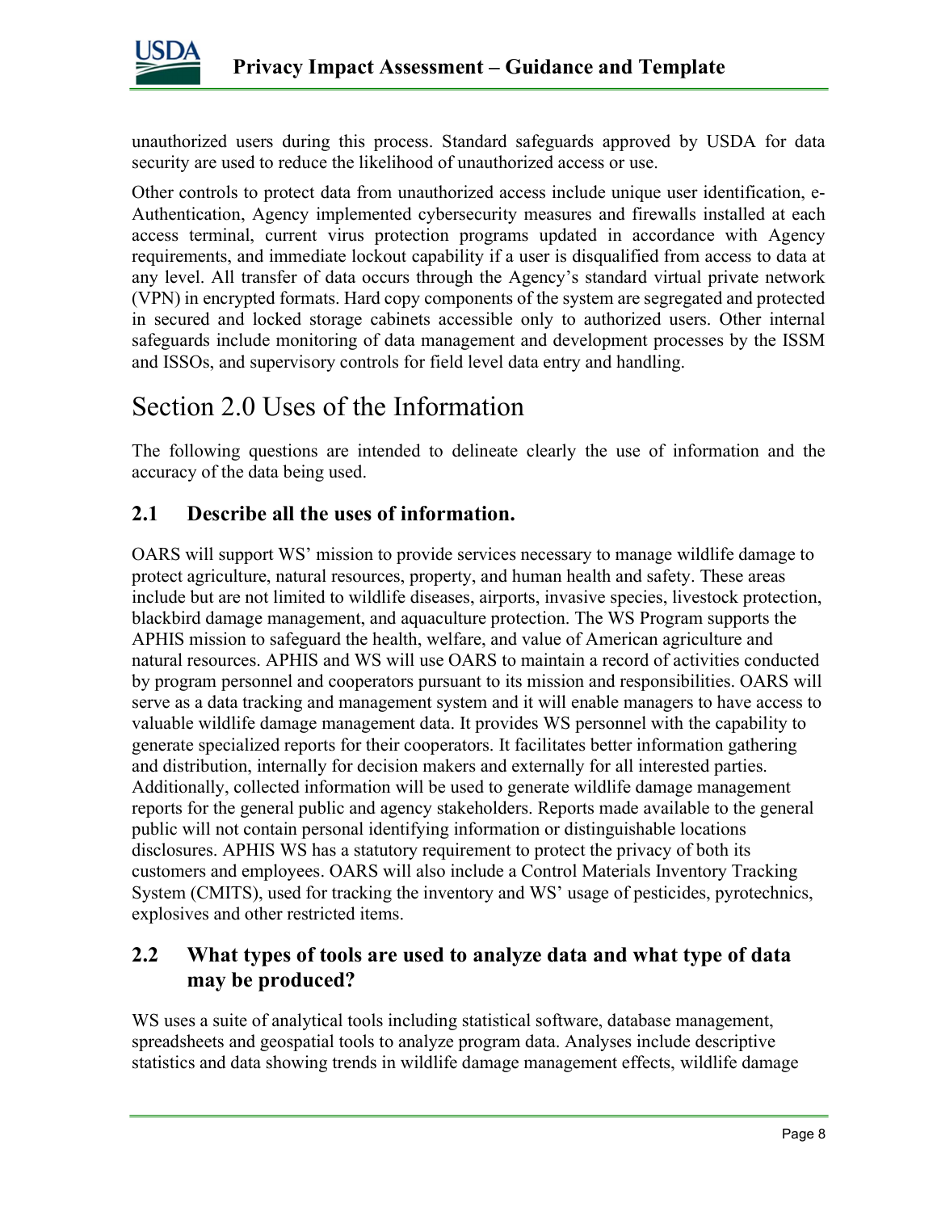unauthorized users during this process. Standard safeguards approved by USDA for data security are used to reduce the likelihood of unauthorized access or use.

Other controls to protect data from unauthorized access include unique user identification, e-Authentication, Agency implemented cybersecurity measures and firewalls installed at each access terminal, current virus protection programs updated in accordance with Agency requirements, and immediate lockout capability if a user is disqualified from access to data at any level. All transfer of data occurs through the Agency's standard virtual private network (VPN) in encrypted formats. Hard copy components of the system are segregated and protected in secured and locked storage cabinets accessible only to authorized users. Other internal safeguards include monitoring of data management and development processes by the ISSM and ISSOs, and supervisory controls for field level data entry and handling.

# Section 2.0 Uses of the Information

The following questions are intended to delineate clearly the use of information and the accuracy of the data being used.

## 2.1 Describe all the uses of information.

OARS will support WS' mission to provide services necessary to manage wildlife damage to protect agriculture, natural resources, property, and human health and safety. These areas include but are not limited to wildlife diseases, airports, invasive species, livestock protection, blackbird damage management, and aquaculture protection. The WS Program supports the APHIS mission to safeguard the health, welfare, and value of American agriculture and natural resources. APHIS and WS will use OARS to maintain a record of activities conducted by program personnel and cooperators pursuant to its mission and responsibilities. OARS will serve as a data tracking and management system and it will enable managers to have access to valuable wildlife damage management data. It provides WS personnel with the capability to generate specialized reports for their cooperators. It facilitates better information gathering and distribution, internally for decision makers and externally for all interested parties. Additionally, collected information will be used to generate wildlife damage management reports for the general public and agency stakeholders. Reports made available to the general public will not contain personal identifying information or distinguishable locations disclosures. APHIS WS has a statutory requirement to protect the privacy of both its customers and employees. OARS will also include a Control Materials Inventory Tracking System (CMITS), used for tracking the inventory and WS' usage of pesticides, pyrotechnics, explosives and other restricted items.

## 2.2 What types of tools are used to analyze data and what type of data may be produced?

WS uses a suite of analytical tools including statistical software, database management, spreadsheets and geospatial tools to analyze program data. Analyses include descriptive statistics and data showing trends in wildlife damage management effects, wildlife damage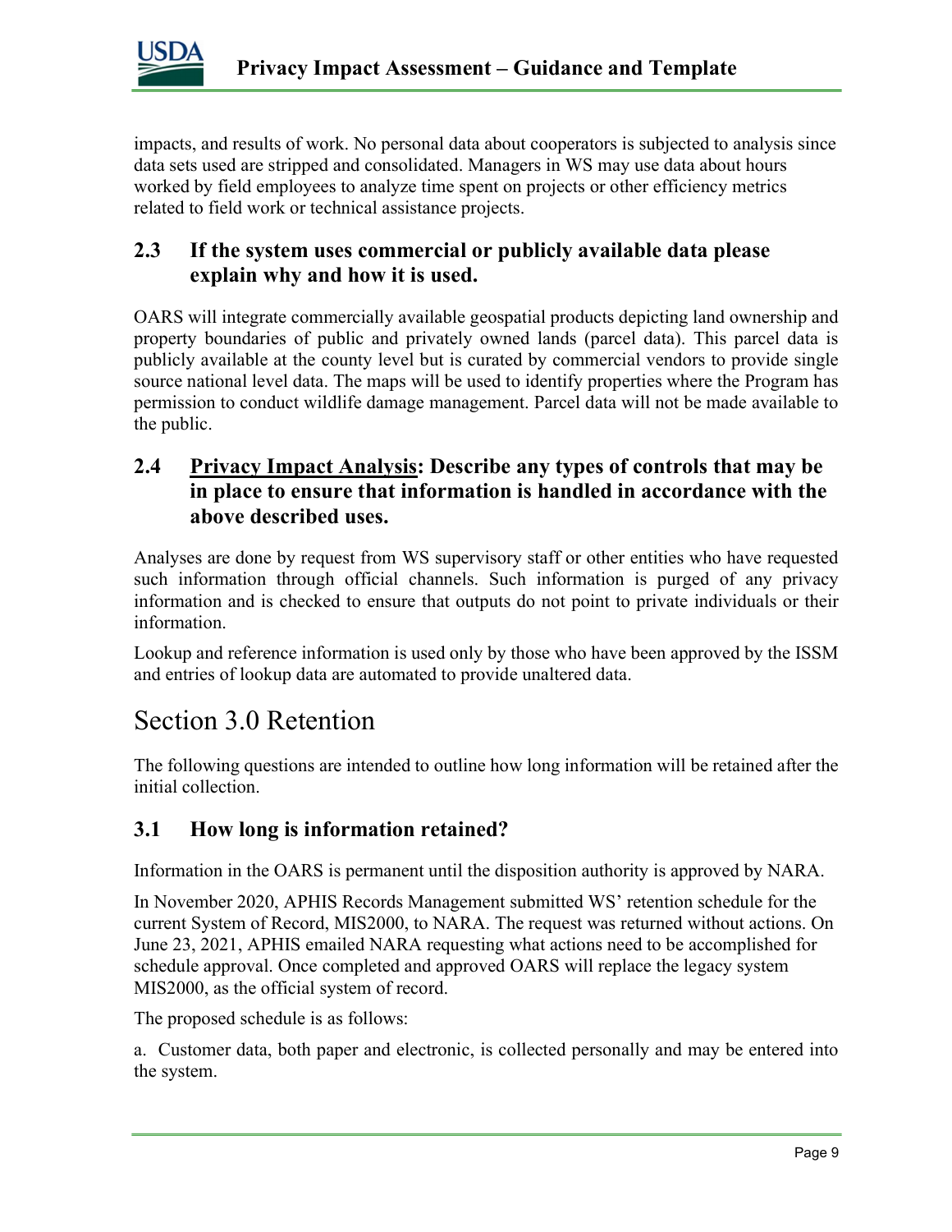impacts, and results of work. No personal data about cooperators is subjected to analysis since data sets used are stripped and consolidated. Managers in WS may use data about hours worked by field employees to analyze time spent on projects or other efficiency metrics related to field work or technical assistance projects.

### 2.3 If the system uses commercial or publicly available data please explain why and how it is used.

OARS will integrate commercially available geospatial products depicting land ownership and property boundaries of public and privately owned lands (parcel data). This parcel data is publicly available at the county level but is curated by commercial vendors to provide single source national level data. The maps will be used to identify properties where the Program has permission to conduct wildlife damage management. Parcel data will not be made available to the public.

### 2.4 Privacy Impact Analysis: Describe any types of controls that may be in place to ensure that information is handled in accordance with the above described uses.

Analyses are done by request from WS supervisory staff or other entities who have requested such information through official channels. Such information is purged of any privacy information and is checked to ensure that outputs do not point to private individuals or their information.

Lookup and reference information is used only by those who have been approved by the ISSM and entries of lookup data are automated to provide unaltered data.

## Section 3.0 Retention

The following questions are intended to outline how long information will be retained after the initial collection.

### 3.1 How long is information retained?

Information in the OARS is permanent until the disposition authority is approved by NARA.

In November 2020, APHIS Records Management submitted WS' retention schedule for the current System of Record, MIS2000, to NARA. The request was returned without actions. On June 23, 2021, APHIS emailed NARA requesting what actions need to be accomplished for schedule approval. Once completed and approved OARS will replace the legacy system MIS2000, as the official system of record.

The proposed schedule is as follows:

a. Customer data, both paper and electronic, is collected personally and may be entered into the system.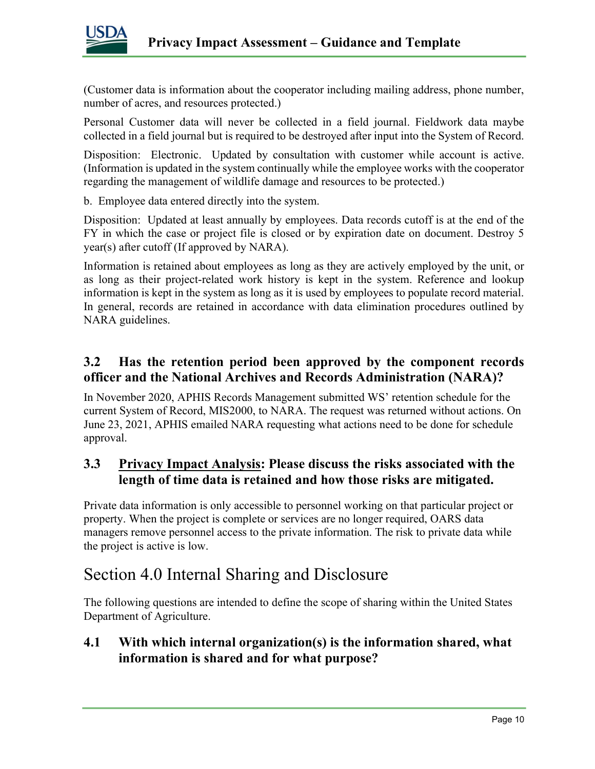(Customer data is information about the cooperator including mailing address, phone number, number of acres, and resources protected.)

Personal Customer data will never be collected in a field journal. Fieldwork data maybe collected in a field journal but is required to be destroyed after input into the System of Record.

Disposition: Electronic. Updated by consultation with customer while account is active. (Information is updated in the system continually while the employee works with the cooperator regarding the management of wildlife damage and resources to be protected.)

b. Employee data entered directly into the system.

Disposition: Updated at least annually by employees. Data records cutoff is at the end of the FY in which the case or project file is closed or by expiration date on document. Destroy 5 year(s) after cutoff (If approved by NARA).

Information is retained about employees as long as they are actively employed by the unit, or as long as their project-related work history is kept in the system. Reference and lookup information is kept in the system as long as it is used by employees to populate record material. In general, records are retained in accordance with data elimination procedures outlined by NARA guidelines.

### 3.2 Has the retention period been approved by the component records officer and the National Archives and Records Administration (NARA)?

In November 2020, APHIS Records Management submitted WS' retention schedule for the current System of Record, MIS2000, to NARA. The request was returned without actions. On June 23, 2021, APHIS emailed NARA requesting what actions need to be done for schedule approval.

### 3.3 Privacy Impact Analysis: Please discuss the risks associated with the length of time data is retained and how those risks are mitigated.

Private data information is only accessible to personnel working on that particular project or property. When the project is complete or services are no longer required, OARS data managers remove personnel access to the private information. The risk to private data while the project is active is low.

## Section 4.0 Internal Sharing and Disclosure

The following questions are intended to define the scope of sharing within the United States Department of Agriculture.

### 4.1 With which internal organization(s) is the information shared, what information is shared and for what purpose?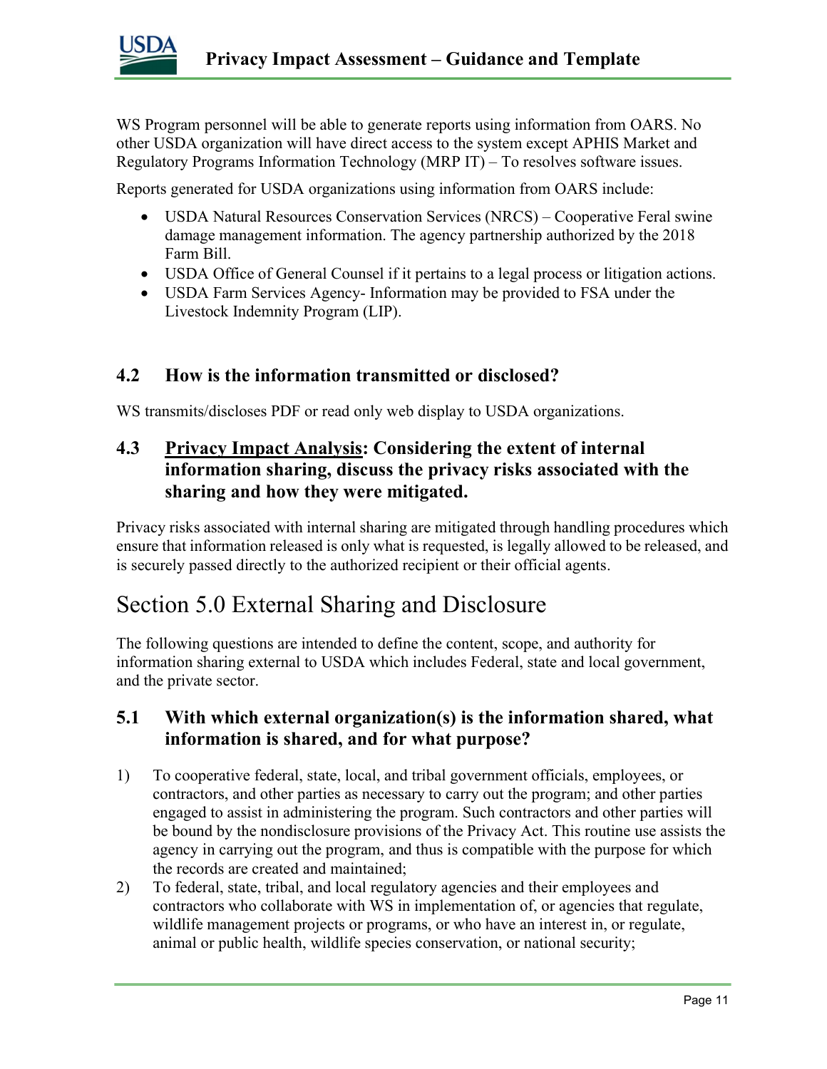WS Program personnel will be able to generate reports using information from OARS. No other USDA organization will have direct access to the system except APHIS Market and Regulatory Programs Information Technology (MRP IT) – To resolves software issues.

Reports generated for USDA organizations using information from OARS include:

- USDA Natural Resources Conservation Services (NRCS) – Cooperative Feral swine damage management information. The agency partnership authorized by the 2018 Farm Bill.
- USDA Office of General Counsel if it pertains to a legal process or litigation actions.
- USDA Farm Services Agency- Information may be provided to FSA under the Livestock Indemnity Program (LIP).

### 4.2 How is the information transmitted or disclosed?

WS transmits/discloses PDF or read only web display to USDA organizations.

### 4.3 Privacy Impact Analysis: Considering the extent of internal information sharing, discuss the privacy risks associated with the sharing and how they were mitigated.

Privacy risks associated with internal sharing are mitigated through handling procedures which ensure that information released is only what is requested, is legally allowed to be released, and is securely passed directly to the authorized recipient or their official agents.

## Section 5.0 External Sharing and Disclosure

The following questions are intended to define the content, scope, and authority for information sharing external to USDA which includes Federal, state and local government, and the private sector.

### 5.1 With which external organization(s) is the information shared, what information is shared, and for what purpose?

1) To cooperative federal, state, local, and tribal government officials, employees, or contractors, and other parties as necessary to carry out the program; and other parties engaged to assist in administering the program. Such contractors and other parties will be bound by the nondisclosure provisions of the Privacy Act. This routine use assists the agency in carrying out the program, and thus is compatible with the purpose for which the records are created and maintained;
2) To federal, state, tribal, and local regulatory agencies and their employees and contractors who collaborate with WS in implementation of, or agencies that regulate, wildlife management projects or programs, or who have an interest in, or regulate, animal or public health, wildlife species conservation, or national security;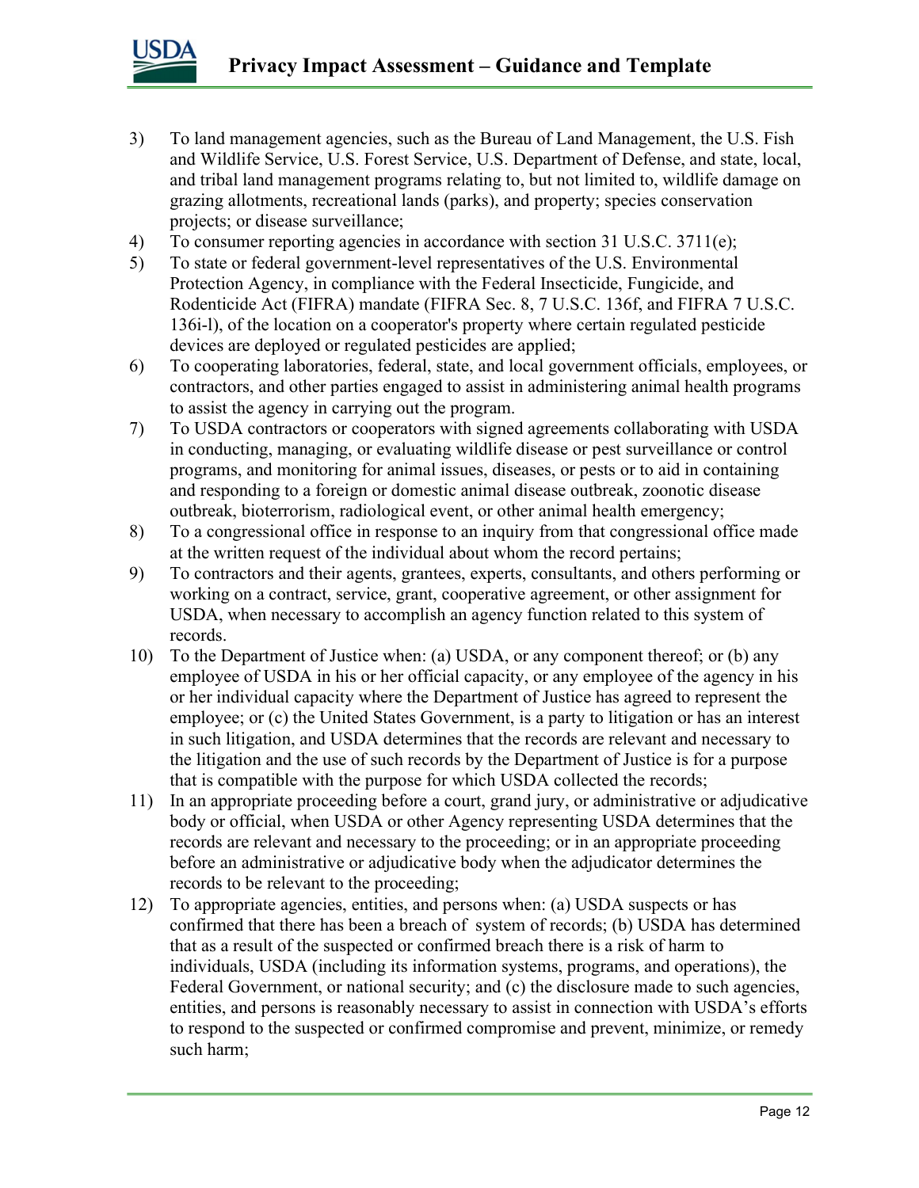3) To land management agencies, such as the Bureau of Land Management, the U.S. Fish and Wildlife Service, U.S. Forest Service, U.S. Department of Defense, and state, local, and tribal land management programs relating to, but not limited to, wildlife damage on grazing allotments, recreational lands (parks), and property; species conservation projects; or disease surveillance;
4) To consumer reporting agencies in accordance with section 31 U.S.C. 3711(e);
5) To state or federal government-level representatives of the U.S. Environmental Protection Agency, in compliance with the Federal Insecticide, Fungicide, and Rodenticide Act (FIFRA) mandate (FIFRA Sec. 8, 7 U.S.C. 136f, and FIFRA 7 U.S.C. 136i-l), of the location on a cooperator's property where certain regulated pesticide devices are deployed or regulated pesticides are applied;
6) To cooperating laboratories, federal, state, and local government officials, employees, or contractors, and other parties engaged to assist in administering animal health programs to assist the agency in carrying out the program.
7) To USDA contractors or cooperators with signed agreements collaborating with USDA in conducting, managing, or evaluating wildlife disease or pest surveillance or control programs, and monitoring for animal issues, diseases, or pests or to aid in containing and responding to a foreign or domestic animal disease outbreak, zoonotic disease outbreak, bioterrorism, radiological event, or other animal health emergency;
8) To a congressional office in response to an inquiry from that congressional office made at the written request of the individual about whom the record pertains;
9) To contractors and their agents, grantees, experts, consultants, and others performing or working on a contract, service, grant, cooperative agreement, or other assignment for USDA, when necessary to accomplish an agency function related to this system of records.
10) To the Department of Justice when: (a) USDA, or any component thereof; or (b) any employee of USDA in his or her official capacity, or any employee of the agency in his or her individual capacity where the Department of Justice has agreed to represent the employee; or (c) the United States Government, is a party to litigation or has an interest in such litigation, and USDA determines that the records are relevant and necessary to the litigation and the use of such records by the Department of Justice is for a purpose that is compatible with the purpose for which USDA collected the records;
11) In an appropriate proceeding before a court, grand jury, or administrative or adjudicative body or official, when USDA or other Agency representing USDA determines that the records are relevant and necessary to the proceeding; or in an appropriate proceeding before an administrative or adjudicative body when the adjudicator determines the records to be relevant to the proceeding;
12) To appropriate agencies, entities, and persons when: (a) USDA suspects or has confirmed that there has been a breach of system of records; (b) USDA has determined that as a result of the suspected or confirmed breach there is a risk of harm to individuals, USDA (including its information systems, programs, and operations), the Federal Government, or national security; and (c) the disclosure made to such agencies, entities, and persons is reasonably necessary to assist in connection with USDA's efforts to respond to the suspected or confirmed compromise and prevent, minimize, or remedy such harm;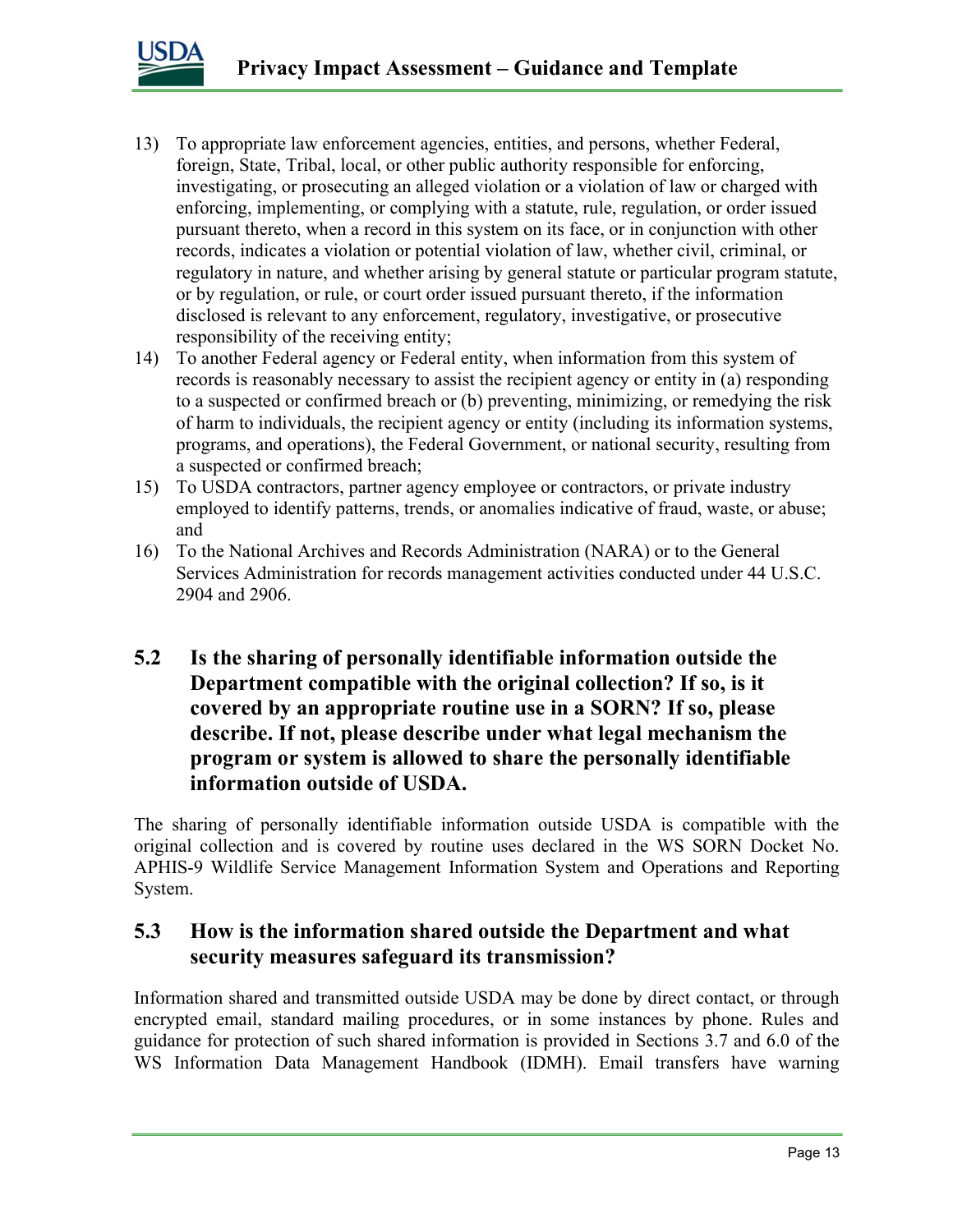13) To appropriate law enforcement agencies, entities, and persons, whether Federal, foreign, State, Tribal, local, or other public authority responsible for enforcing, investigating, or prosecuting an alleged violation or a violation of law or charged with enforcing, implementing, or complying with a statute, rule, regulation, or order issued pursuant thereto, when a record in this system on its face, or in conjunction with other records, indicates a violation or potential violation of law, whether civil, criminal, or regulatory in nature, and whether arising by general statute or particular program statute, or by regulation, or rule, or court order issued pursuant thereto, if the information disclosed is relevant to any enforcement, regulatory, investigative, or prosecutive responsibility of the receiving entity;
14) To another Federal agency or Federal entity, when information from this system of records is reasonably necessary to assist the recipient agency or entity in (a) responding to a suspected or confirmed breach or (b) preventing, minimizing, or remedying the risk of harm to individuals, the recipient agency or entity (including its information systems, programs, and operations), the Federal Government, or national security, resulting from a suspected or confirmed breach;
15) To USDA contractors, partner agency employee or contractors, or private industry employed to identify patterns, trends, or anomalies indicative of fraud, waste, or abuse; and
16) To the National Archives and Records Administration (NARA) or to the General Services Administration for records management activities conducted under 44 U.S.C. 2904 and 2906.

## 5.2 Is the sharing of personally identifiable information outside the Department compatible with the original collection? If so, is it covered by an appropriate routine use in a SORN? If so, please describe. If not, please describe under what legal mechanism the program or system is allowed to share the personally identifiable information outside of USDA.

The sharing of personally identifiable information outside USDA is compatible with the original collection and is covered by routine uses declared in the WS SORN Docket No. APHIS-9 Wildlife Service Management Information System and Operations and Reporting System.

## 5.3 How is the information shared outside the Department and what security measures safeguard its transmission?

Information shared and transmitted outside USDA may be done by direct contact, or through encrypted email, standard mailing procedures, or in some instances by phone. Rules and guidance for protection of such shared information is provided in Sections 3.7 and 6.0 of the WS Information Data Management Handbook (IDMH). Email transfers have warning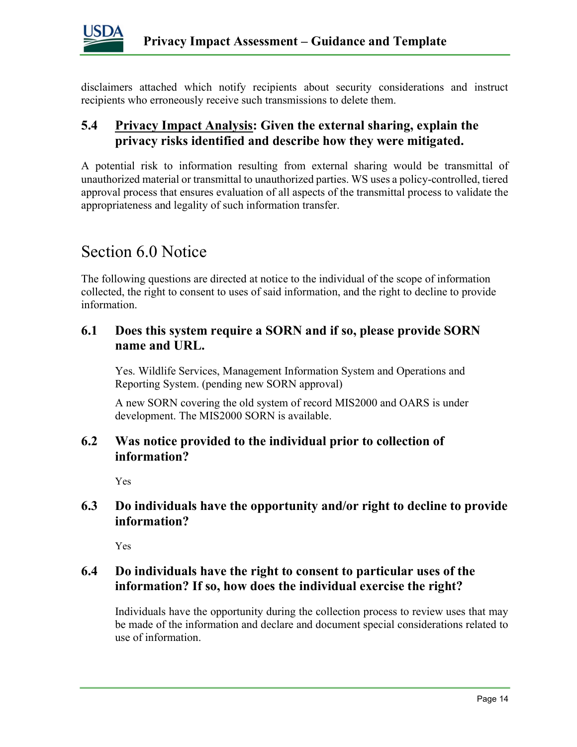disclaimers attached which notify recipients about security considerations and instruct recipients who erroneously receive such transmissions to delete them.

### 5.4 <u>Privacy Impact Analysis</u>: Given the external sharing, explain the privacy risks identified and describe how they were mitigated.

A potential risk to information resulting from external sharing would be transmittal of unauthorized material or transmittal to unauthorized parties. WS uses a policy-controlled, tiered approval process that ensures evaluation of all aspects of the transmittal process to validate the appropriateness and legality of such information transfer.

## Section 6.0 Notice

The following questions are directed at notice to the individual of the scope of information collected, the right to consent to uses of said information, and the right to decline to provide information.

### 6.1 Does this system require a SORN and if so, please provide SORN name and URL.

Yes. Wildlife Services, Management Information System and Operations and Reporting System. (pending new SORN approval)

A new SORN covering the old system of record MIS2000 and OARS is under development. The MIS2000 SORN is available.

### 6.2 Was notice provided to the individual prior to collection of information?

Yes

### 6.3 Do individuals have the opportunity and/or right to decline to provide information?

Yes

### 6.4 Do individuals have the right to consent to particular uses of the information? If so, how does the individual exercise the right?

Individuals have the opportunity during the collection process to review uses that may be made of the information and declare and document special considerations related to use of information.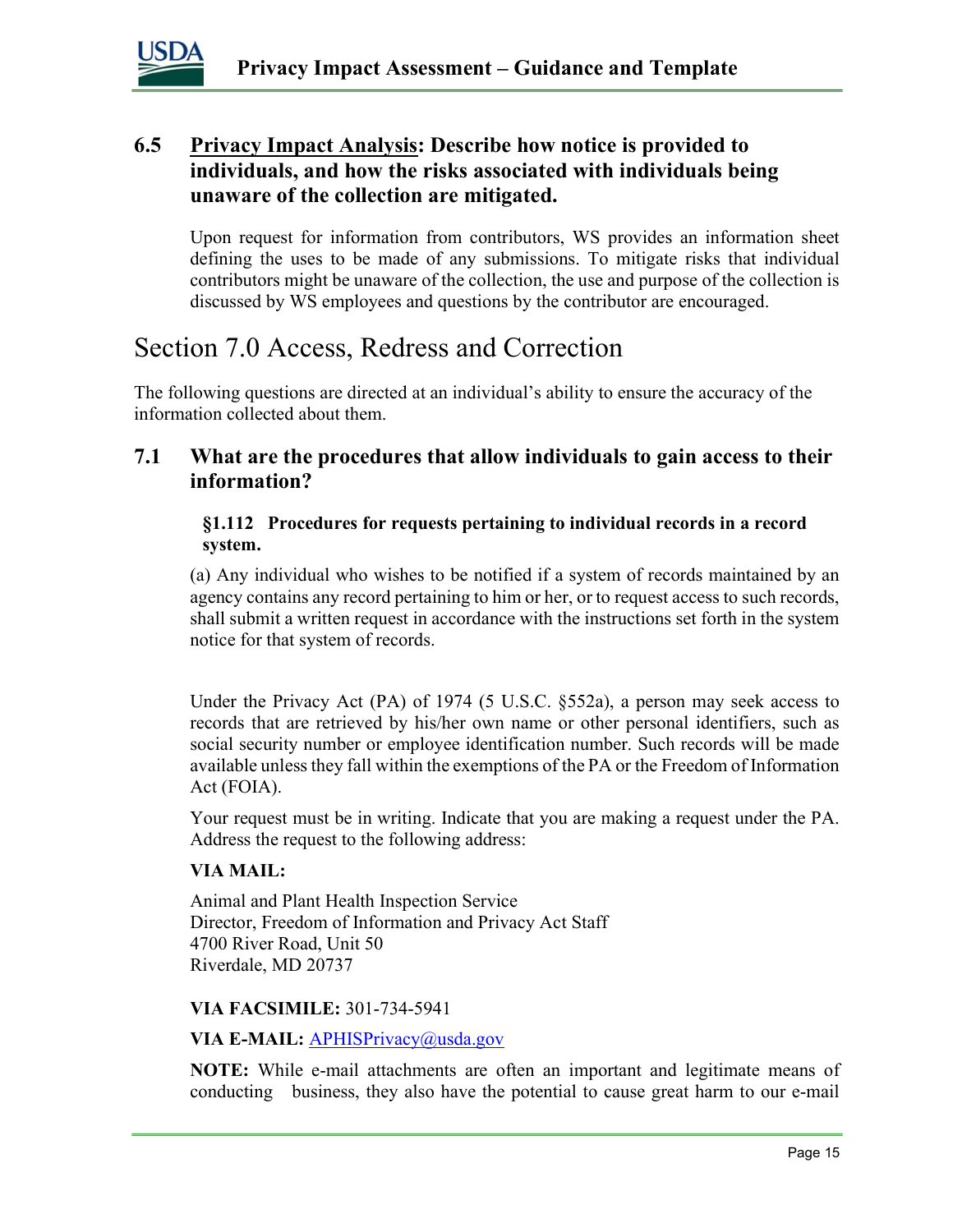### 6.5 <u>Privacy Impact Analysis</u>: Describe how notice is provided to individuals, and how the risks associated with individuals being unaware of the collection are mitigated.

Upon request for information from contributors, WS provides an information sheet defining the uses to be made of any submissions. To mitigate risks that individual contributors might be unaware of the collection, the use and purpose of the collection is discussed by WS employees and questions by the contributor are encouraged.

## Section 7.0 Access, Redress and Correction

The following questions are directed at an individual's ability to ensure the accuracy of the information collected about them.

### 7.1 What are the procedures that allow individuals to gain access to their information?

**§1.112 Procedures for requests pertaining to individual records in a record system.**

(a) Any individual who wishes to be notified if a system of records maintained by an agency contains any record pertaining to him or her, or to request access to such records, shall submit a written request in accordance with the instructions set forth in the system notice for that system of records.

Under the Privacy Act (PA) of 1974 (5 U.S.C. §552a), a person may seek access to records that are retrieved by his/her own name or other personal identifiers, such as social security number or employee identification number. Such records will be made available unless they fall within the exemptions of the PA or the Freedom of Information Act (FOIA).

Your request must be in writing. Indicate that you are making a request under the PA. Address the request to the following address:

**VIA MAIL:**

Animal and Plant Health Inspection Service
Director, Freedom of Information and Privacy Act Staff
4700 River Road, Unit 50
Riverdale, MD 20737

**VIA FACSIMILE:** 301-734-5941

**VIA E-MAIL:** APHISPrivacy@usda.gov

**NOTE:** While e-mail attachments are often an important and legitimate means of conducting business, they also have the potential to cause great harm to our e-mail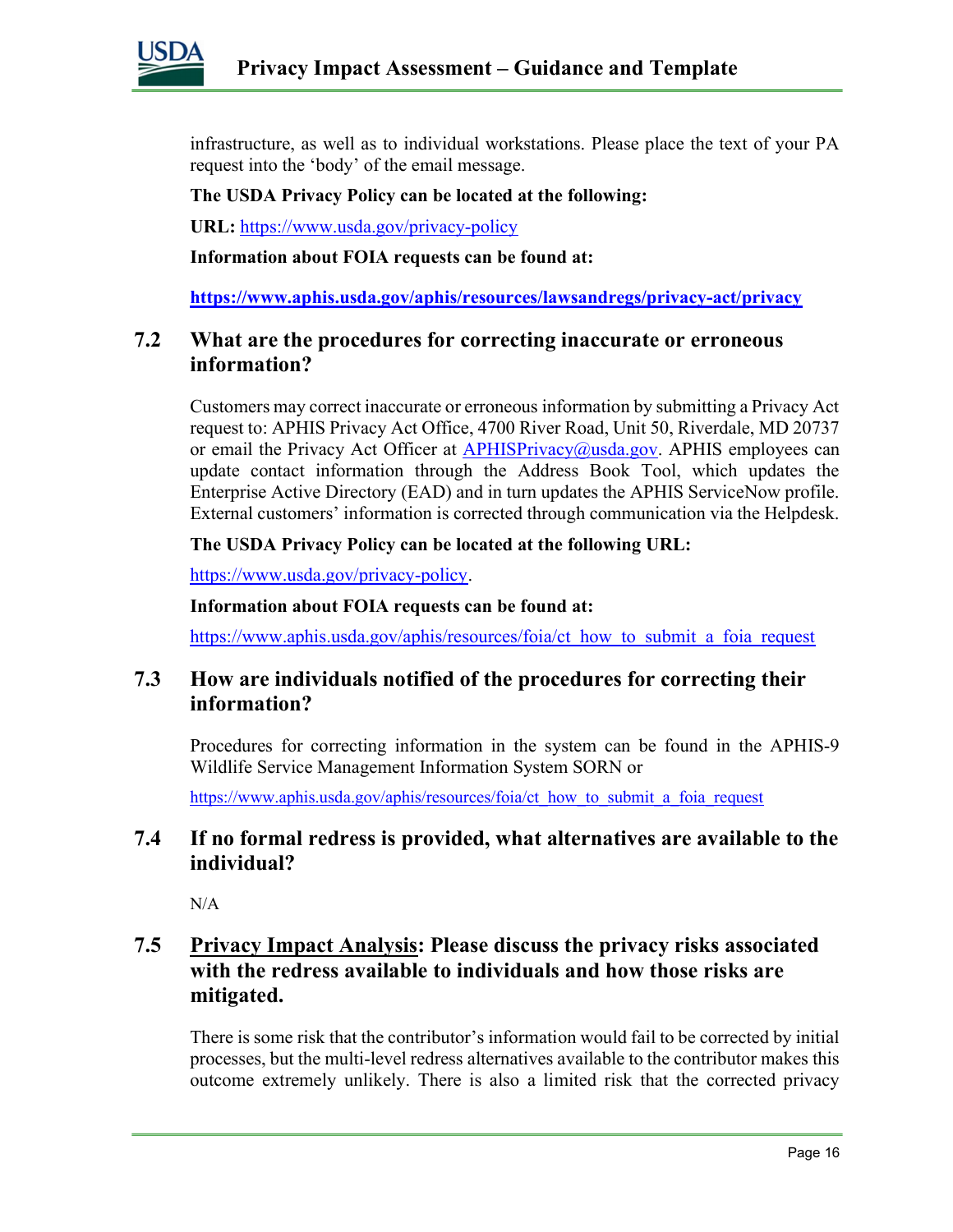infrastructure, as well as to individual workstations. Please place the text of your PA request into the 'body' of the email message.

**The USDA Privacy Policy can be located at the following:**

**URL:** https://www.usda.gov/privacy-policy

**Information about FOIA requests can be found at:**

**https://www.aphis.usda.gov/aphis/resources/lawsandregs/privacy-act/privacy**

## 7.2 What are the procedures for correcting inaccurate or erroneous information?

Customers may correct inaccurate or erroneous information by submitting a Privacy Act request to: APHIS Privacy Act Office, 4700 River Road, Unit 50, Riverdale, MD 20737 or email the Privacy Act Officer at APHISPrivacy@usda.gov. APHIS employees can update contact information through the Address Book Tool, which updates the Enterprise Active Directory (EAD) and in turn updates the APHIS ServiceNow profile. External customers' information is corrected through communication via the Helpdesk.

**The USDA Privacy Policy can be located at the following URL:**

https://www.usda.gov/privacy-policy.

**Information about FOIA requests can be found at:**

https://www.aphis.usda.gov/aphis/resources/foia/ct_how_to_submit_a_foia_request

## 7.3 How are individuals notified of the procedures for correcting their information?

Procedures for correcting information in the system can be found in the APHIS-9 Wildlife Service Management Information System SORN or

https://www.aphis.usda.gov/aphis/resources/foia/ct_how_to_submit_a_foia_request

## 7.4 If no formal redress is provided, what alternatives are available to the individual?

N/A

## 7.5 Privacy Impact Analysis: Please discuss the privacy risks associated with the redress available to individuals and how those risks are mitigated.

There is some risk that the contributor's information would fail to be corrected by initial processes, but the multi-level redress alternatives available to the contributor makes this outcome extremely unlikely. There is also a limited risk that the corrected privacy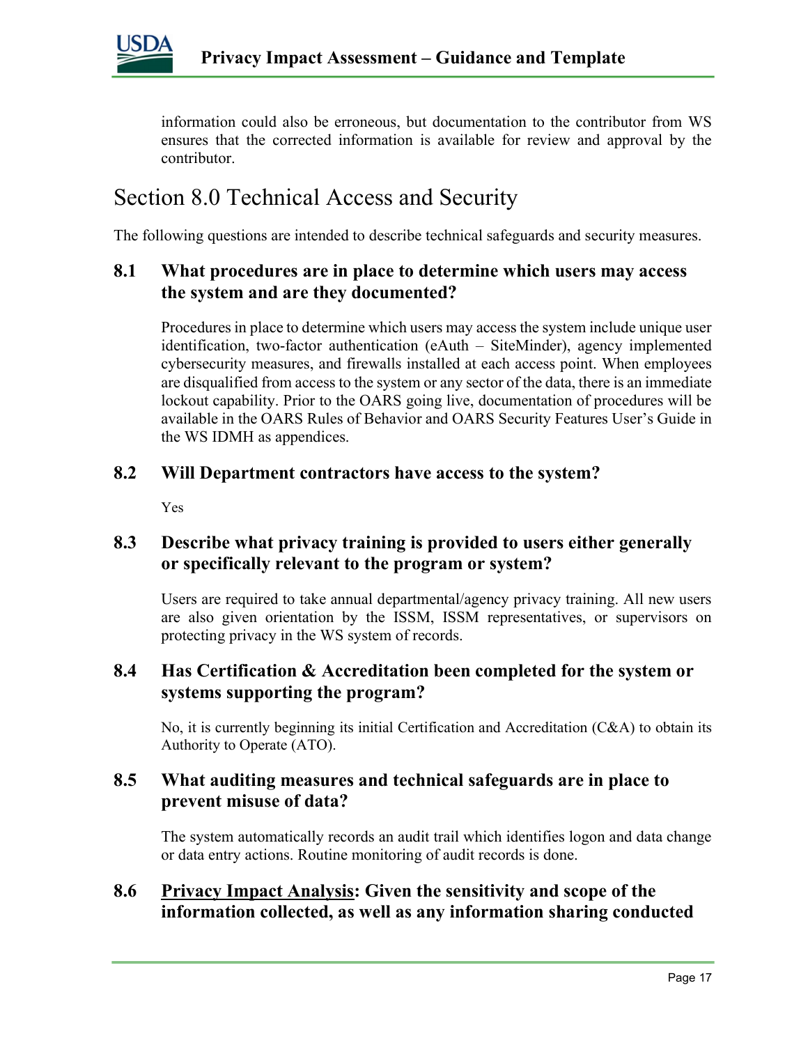information could also be erroneous, but documentation to the contributor from WS ensures that the corrected information is available for review and approval by the contributor.

# Section 8.0 Technical Access and Security

The following questions are intended to describe technical safeguards and security measures.

### 8.1 What procedures are in place to determine which users may access the system and are they documented?

Procedures in place to determine which users may access the system include unique user identification, two-factor authentication (eAuth – SiteMinder), agency implemented cybersecurity measures, and firewalls installed at each access point. When employees are disqualified from access to the system or any sector of the data, there is an immediate lockout capability. Prior to the OARS going live, documentation of procedures will be available in the OARS Rules of Behavior and OARS Security Features User's Guide in the WS IDMH as appendices.

### 8.2 Will Department contractors have access to the system?

Yes

### 8.3 Describe what privacy training is provided to users either generally or specifically relevant to the program or system?

Users are required to take annual departmental/agency privacy training. All new users are also given orientation by the ISSM, ISSM representatives, or supervisors on protecting privacy in the WS system of records.

### 8.4 Has Certification & Accreditation been completed for the system or systems supporting the program?

No, it is currently beginning its initial Certification and Accreditation (C&A) to obtain its Authority to Operate (ATO).

### 8.5 What auditing measures and technical safeguards are in place to prevent misuse of data?

The system automatically records an audit trail which identifies logon and data change or data entry actions. Routine monitoring of audit records is done.

### 8.6 Privacy Impact Analysis: Given the sensitivity and scope of the information collected, as well as any information sharing conducted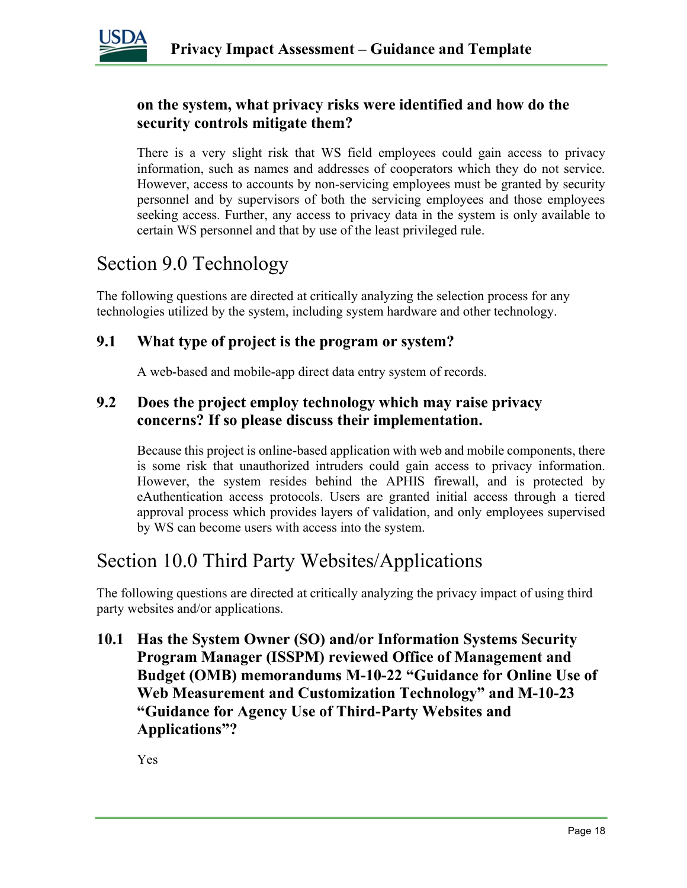**on the system, what privacy risks were identified and how do the security controls mitigate them?**

There is a very slight risk that WS field employees could gain access to privacy information, such as names and addresses of cooperators which they do not service. However, access to accounts by non-servicing employees must be granted by security personnel and by supervisors of both the servicing employees and those employees seeking access. Further, any access to privacy data in the system is only available to certain WS personnel and that by use of the least privileged rule.

# Section 9.0 Technology

The following questions are directed at critically analyzing the selection process for any technologies utilized by the system, including system hardware and other technology.

### 9.1 What type of project is the program or system?

A web-based and mobile-app direct data entry system of records.

### 9.2 Does the project employ technology which may raise privacy concerns? If so please discuss their implementation.

Because this project is online-based application with web and mobile components, there is some risk that unauthorized intruders could gain access to privacy information. However, the system resides behind the APHIS firewall, and is protected by eAuthentication access protocols. Users are granted initial access through a tiered approval process which provides layers of validation, and only employees supervised by WS can become users with access into the system.

# Section 10.0 Third Party Websites/Applications

The following questions are directed at critically analyzing the privacy impact of using third party websites and/or applications.

### 10.1 Has the System Owner (SO) and/or Information Systems Security Program Manager (ISSPM) reviewed Office of Management and Budget (OMB) memorandums M-10-22 "Guidance for Online Use of Web Measurement and Customization Technology" and M-10-23 "Guidance for Agency Use of Third-Party Websites and Applications"?

Yes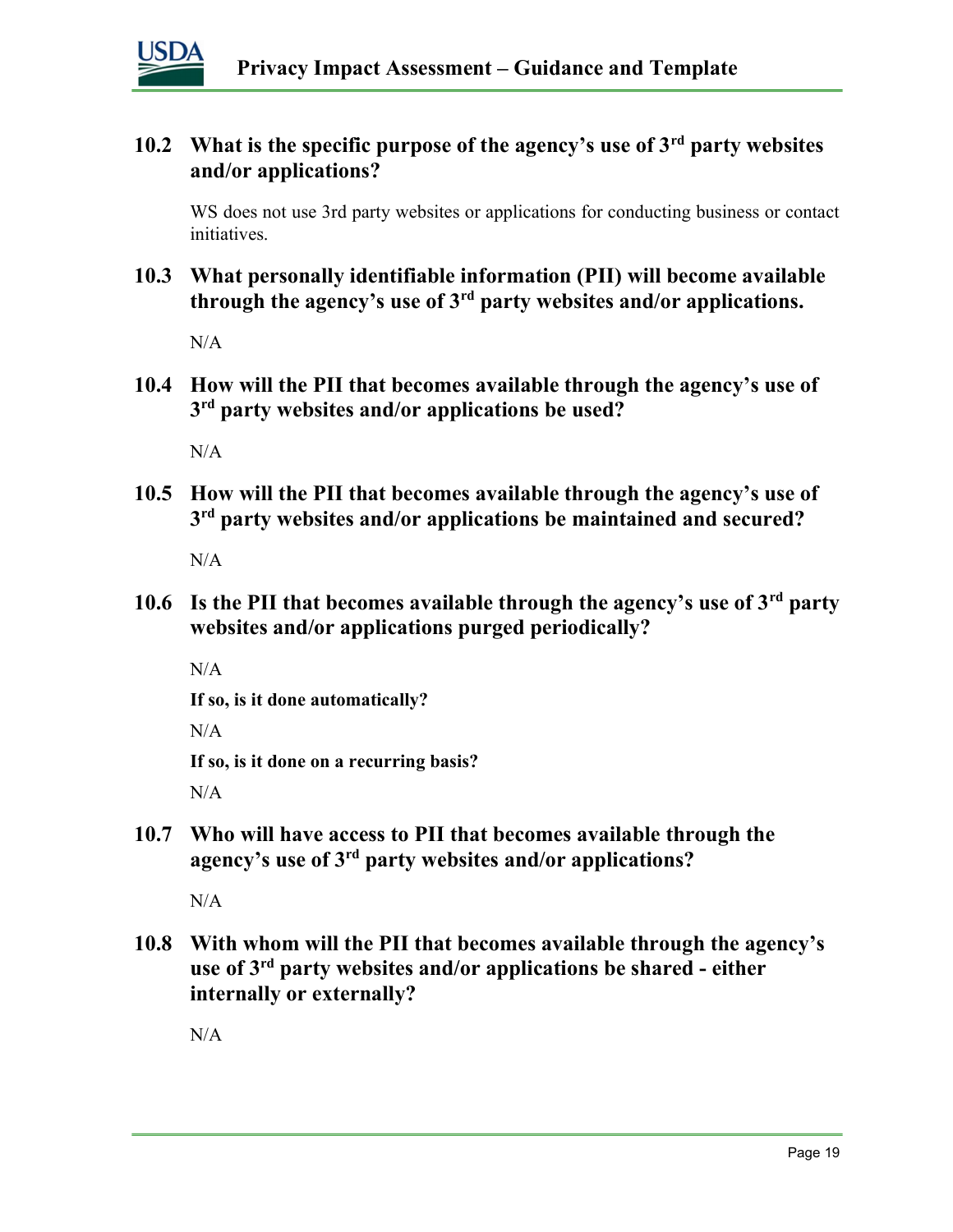### 10.2 What is the specific purpose of the agency's use of 3rd party websites and/or applications?

WS does not use 3rd party websites or applications for conducting business or contact initiatives.

### 10.3 What personally identifiable information (PII) will become available through the agency's use of 3rd party websites and/or applications.

N/A

### 10.4 How will the PII that becomes available through the agency's use of 3rd party websites and/or applications be used?

N/A

### 10.5 How will the PII that becomes available through the agency's use of 3rd party websites and/or applications be maintained and secured?

N/A

### 10.6 Is the PII that becomes available through the agency's use of 3rd party websites and/or applications purged periodically?

N/A

**If so, is it done automatically?**

N/A

**If so, is it done on a recurring basis?**

N/A

### 10.7 Who will have access to PII that becomes available through the agency's use of 3rd party websites and/or applications?

N/A

### 10.8 With whom will the PII that becomes available through the agency's use of 3rd party websites and/or applications be shared - either internally or externally?

N/A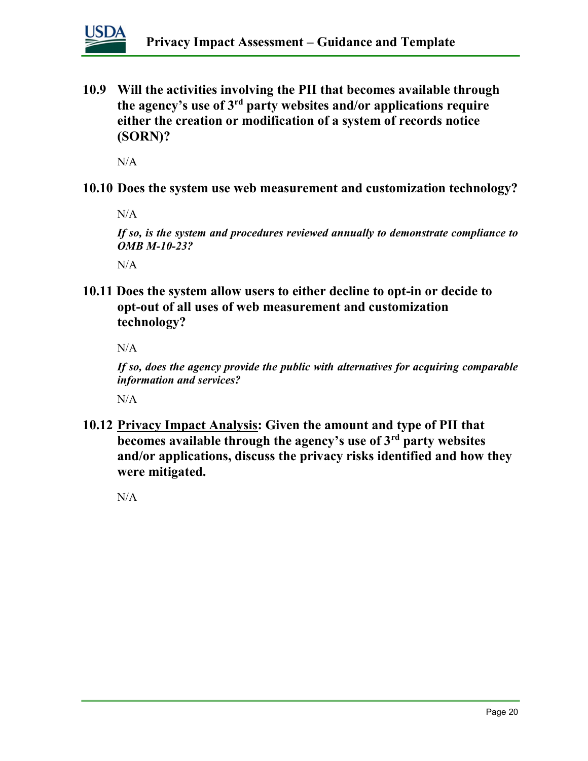### 10.9 Will the activities involving the PII that becomes available through the agency's use of 3rd party websites and/or applications require either the creation or modification of a system of records notice (SORN)?

N/A

### 10.10 Does the system use web measurement and customization technology?

N/A

***If so, is the system and procedures reviewed annually to demonstrate compliance to OMB M-10-23?***

N/A

### 10.11 Does the system allow users to either decline to opt-in or decide to opt-out of all uses of web measurement and customization technology?

N/A

***If so, does the agency provide the public with alternatives for acquiring comparable information and services?***

N/A

### 10.12 <u>Privacy Impact Analysis</u>: Given the amount and type of PII that becomes available through the agency's use of 3rd party websites and/or applications, discuss the privacy risks identified and how they were mitigated.

N/A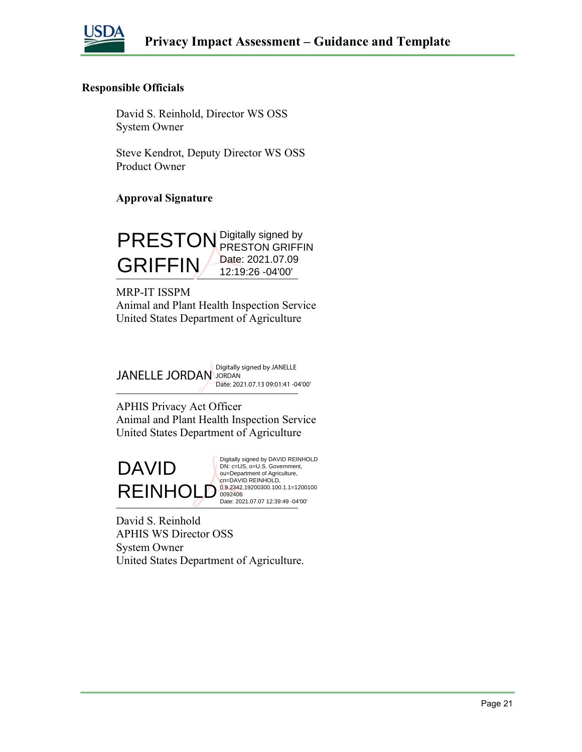**Responsible Officials**

David S. Reinhold, Director WS OSS
System Owner

Steve Kendrot, Deputy Director WS OSS
Product Owner

**Approval Signature**

PRESTON GRIFFIN Digitally signed by PRESTON GRIFFIN
Date: 2021.07.09 12:19:26 -04'00'

MRP-IT ISSPM
Animal and Plant Health Inspection Service
United States Department of Agriculture

JANELLE JORDAN Digitally signed by JANELLE JORDAN
Date: 2021.07.13 09:01:41 -04'00'

APHIS Privacy Act Officer
Animal and Plant Health Inspection Service
United States Department of Agriculture

DAVID REINHOLD Digitally signed by DAVID REINHOLD
DN: c=US, o=U.S. Government, ou=Department of Agriculture, cn=DAVID REINHOLD, 0.9.2342.19200300.100.1.1=12001000092406
Date: 2021.07.07 12:39:49 -04'00'

David S. Reinhold
APHIS WS Director OSS
System Owner
United States Department of Agriculture.